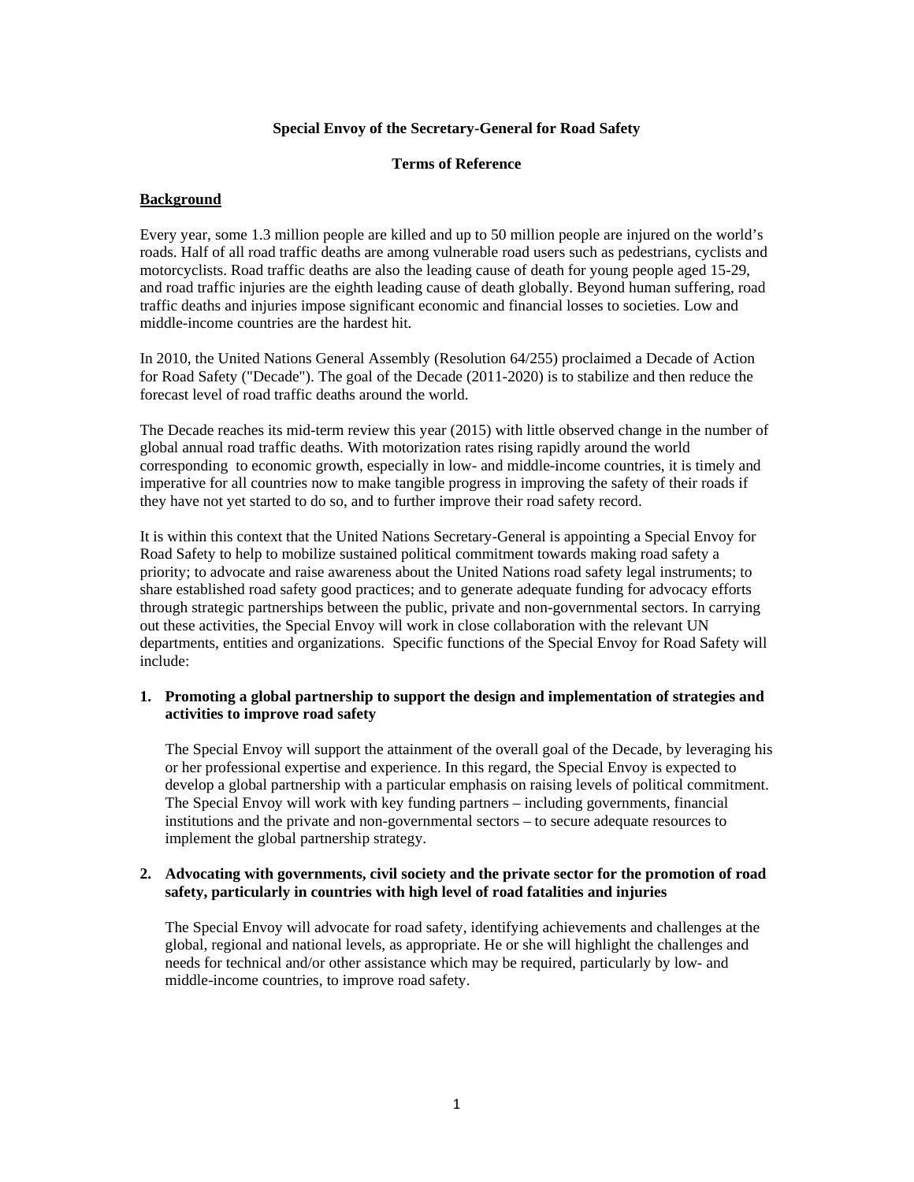**Special Envoy of the Secretary-General for Road Safety**

**Terms of Reference**

## Background

Every year, some 1.3 million people are killed and up to 50 million people are injured on the world's roads. Half of all road traffic deaths are among vulnerable road users such as pedestrians, cyclists and motorcyclists. Road traffic deaths are also the leading cause of death for young people aged 15-29, and road traffic injuries are the eighth leading cause of death globally. Beyond human suffering, road traffic deaths and injuries impose significant economic and financial losses to societies. Low and middle-income countries are the hardest hit.

In 2010, the United Nations General Assembly (Resolution 64/255) proclaimed a Decade of Action for Road Safety ("Decade"). The goal of the Decade (2011-2020) is to stabilize and then reduce the forecast level of road traffic deaths around the world.

The Decade reaches its mid-term review this year (2015) with little observed change in the number of global annual road traffic deaths. With motorization rates rising rapidly around the world corresponding to economic growth, especially in low- and middle-income countries, it is timely and imperative for all countries now to make tangible progress in improving the safety of their roads if they have not yet started to do so, and to further improve their road safety record.

It is within this context that the United Nations Secretary-General is appointing a Special Envoy for Road Safety to help to mobilize sustained political commitment towards making road safety a priority; to advocate and raise awareness about the United Nations road safety legal instruments; to share established road safety good practices; and to generate adequate funding for advocacy efforts through strategic partnerships between the public, private and non-governmental sectors. In carrying out these activities, the Special Envoy will work in close collaboration with the relevant UN departments, entities and organizations. Specific functions of the Special Envoy for Road Safety will include:

1. **Promoting a global partnership to support the design and implementation of strategies and activities to improve road safety**

   The Special Envoy will support the attainment of the overall goal of the Decade, by leveraging his or her professional expertise and experience. In this regard, the Special Envoy is expected to develop a global partnership with a particular emphasis on raising levels of political commitment. The Special Envoy will work with key funding partners – including governments, financial institutions and the private and non-governmental sectors – to secure adequate resources to implement the global partnership strategy.

2. **Advocating with governments, civil society and the private sector for the promotion of road safety, particularly in countries with high level of road fatalities and injuries**

   The Special Envoy will advocate for road safety, identifying achievements and challenges at the global, regional and national levels, as appropriate. He or she will highlight the challenges and needs for technical and/or other assistance which may be required, particularly by low- and middle-income countries, to improve road safety.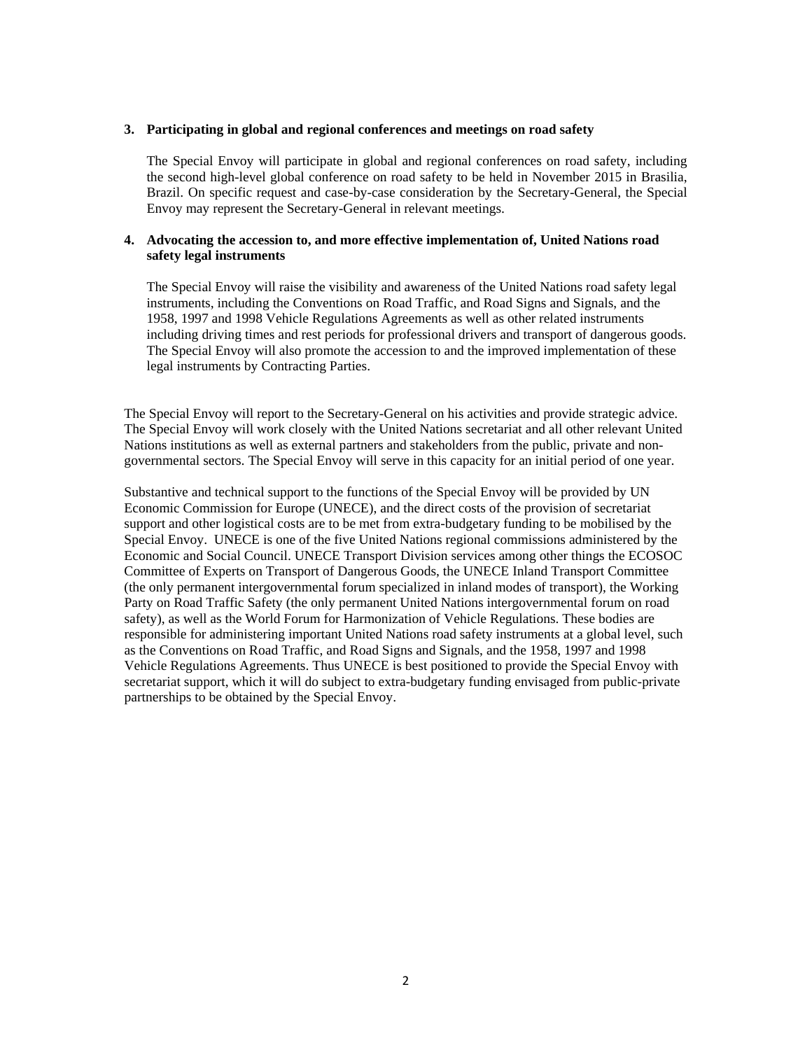**3. Participating in global and regional conferences and meetings on road safety**

The Special Envoy will participate in global and regional conferences on road safety, including the second high-level global conference on road safety to be held in November 2015 in Brasilia, Brazil. On specific request and case-by-case consideration by the Secretary-General, the Special Envoy may represent the Secretary-General in relevant meetings.

**4. Advocating the accession to, and more effective implementation of, United Nations road safety legal instruments**

The Special Envoy will raise the visibility and awareness of the United Nations road safety legal instruments, including the Conventions on Road Traffic, and Road Signs and Signals, and the 1958, 1997 and 1998 Vehicle Regulations Agreements as well as other related instruments including driving times and rest periods for professional drivers and transport of dangerous goods. The Special Envoy will also promote the accession to and the improved implementation of these legal instruments by Contracting Parties.

The Special Envoy will report to the Secretary-General on his activities and provide strategic advice. The Special Envoy will work closely with the United Nations secretariat and all other relevant United Nations institutions as well as external partners and stakeholders from the public, private and non-governmental sectors. The Special Envoy will serve in this capacity for an initial period of one year.

Substantive and technical support to the functions of the Special Envoy will be provided by UN Economic Commission for Europe (UNECE), and the direct costs of the provision of secretariat support and other logistical costs are to be met from extra-budgetary funding to be mobilised by the Special Envoy. UNECE is one of the five United Nations regional commissions administered by the Economic and Social Council. UNECE Transport Division services among other things the ECOSOC Committee of Experts on Transport of Dangerous Goods, the UNECE Inland Transport Committee (the only permanent intergovernmental forum specialized in inland modes of transport), the Working Party on Road Traffic Safety (the only permanent United Nations intergovernmental forum on road safety), as well as the World Forum for Harmonization of Vehicle Regulations. These bodies are responsible for administering important United Nations road safety instruments at a global level, such as the Conventions on Road Traffic, and Road Signs and Signals, and the 1958, 1997 and 1998 Vehicle Regulations Agreements. Thus UNECE is best positioned to provide the Special Envoy with secretariat support, which it will do subject to extra-budgetary funding envisaged from public-private partnerships to be obtained by the Special Envoy.